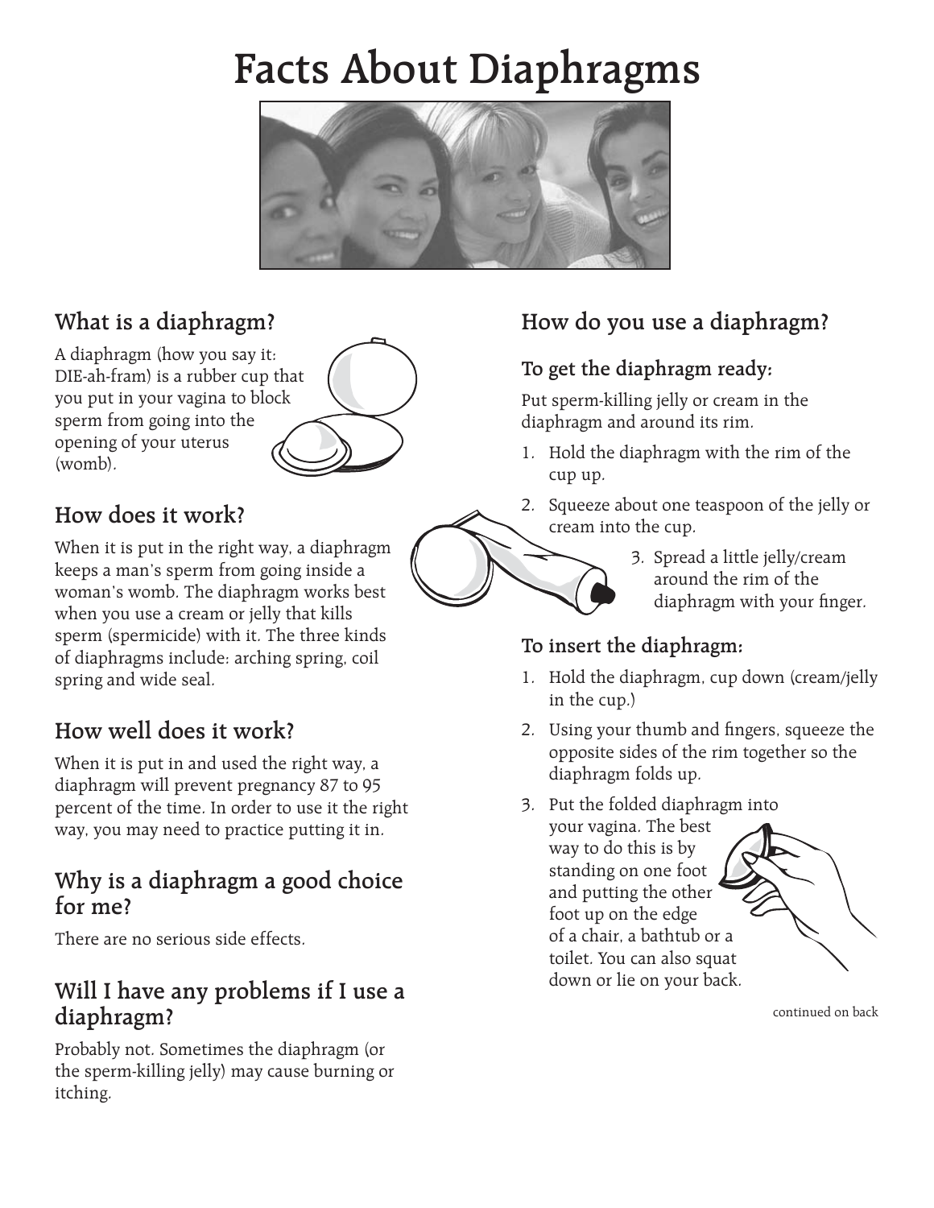# Facts About Diaphragms

## What is a diaphragm?

A diaphragm (how you say it: DIE-ah-fram) is a rubber cup that you put in your vagina to block sperm from going into the opening of your uterus (womb).

## How does it work?

When it is put in the right way, a diaphragm keeps a man's sperm from going inside a woman's womb. The diaphragm works best when you use a cream or jelly that kills sperm (spermicide) with it. The three kinds of diaphragms include: arching spring, coil spring and wide seal.

## How well does it work?

When it is put in and used the right way, a diaphragm will prevent pregnancy 87 to 95 percent of the time. In order to use it the right way, you may need to practice putting it in.

## Why is a diaphragm a good choice for me?

There are no serious side effects.

## Will I have any problems if I use a diaphragm?

Probably not. Sometimes the diaphragm (or the sperm-killing jelly) may cause burning or itching.

## How do you use a diaphragm?

### To get the diaphragm ready:

Put sperm-killing jelly or cream in the diaphragm and around its rim.

1. Hold the diaphragm with the rim of the cup up.
2. Squeeze about one teaspoon of the jelly or cream into the cup.
3. Spread a little jelly/cream around the rim of the diaphragm with your finger.

### To insert the diaphragm:

1. Hold the diaphragm, cup down (cream/jelly in the cup.)
2. Using your thumb and fingers, squeeze the opposite sides of the rim together so the diaphragm folds up.
3. Put the folded diaphragm into your vagina. The best way to do this is by standing on one foot and putting the other foot up on the edge of a chair, a bathtub or a toilet. You can also squat down or lie on your back.

continued on back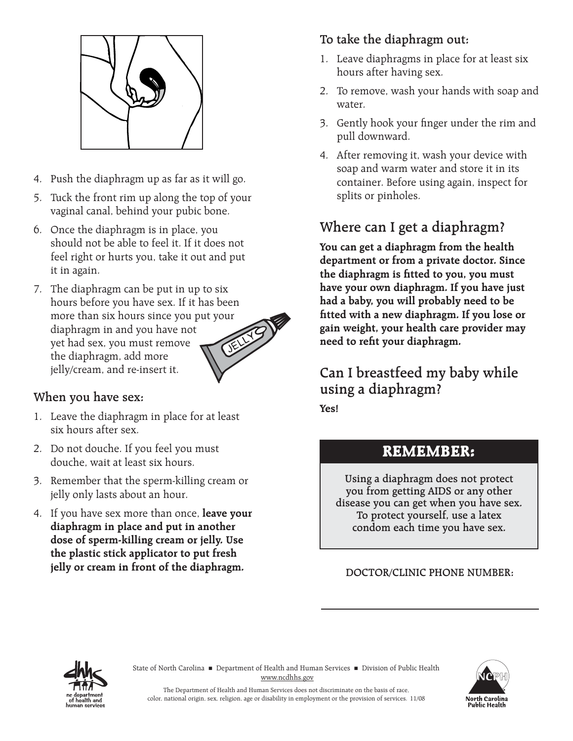4. Push the diaphragm up as far as it will go.
5. Tuck the front rim up along the top of your vaginal canal, behind your pubic bone.
6. Once the diaphragm is in place, you should not be able to feel it. If it does not feel right or hurts you, take it out and put it in again.
7. The diaphragm can be put in up to six hours before you have sex. If it has been more than six hours since you put your diaphragm in and you have not yet had sex, you must remove the diaphragm, add more jelly/cream, and re-insert it.

### When you have sex:

1. Leave the diaphragm in place for at least six hours after sex.
2. Do not douche. If you feel you must douche, wait at least six hours.
3. Remember that the sperm-killing cream or jelly only lasts about an hour.
4. If you have sex more than once, **leave your diaphragm in place and put in another dose of sperm-killing cream or jelly. Use the plastic stick applicator to put fresh jelly or cream in front of the diaphragm.**

### To take the diaphragm out:

1. Leave diaphragms in place for at least six hours after having sex.
2. To remove, wash your hands with soap and water.
3. Gently hook your finger under the rim and pull downward.
4. After removing it, wash your device with soap and warm water and store it in its container. Before using again, inspect for splits or pinholes.

## Where can I get a diaphragm?

**You can get a diaphragm from the health department or from a private doctor. Since the diaphragm is fitted to you, you must have your own diaphragm. If you have just had a baby, you will probably need to be fitted with a new diaphragm. If you lose or gain weight, your health care provider may need to refit your diaphragm.**

## Can I breastfeed my baby while using a diaphragm?

**Yes!**

### REMEMBER:

Using a diaphragm does not protect you from getting AIDS or any other disease you can get when you have sex. To protect yourself, use a latex condom each time you have sex.

DOCTOR/CLINIC PHONE NUMBER:

\_\_\_\_\_\_\_\_\_\_\_\_\_\_\_\_\_\_\_\_\_\_\_\_\_\_\_\_\_\_\_\_

State of North Carolina ■ Department of Health and Human Services ■ Division of Public Health
www.ncdhhs.gov

The Department of Health and Human Services does not discriminate on the basis of race, color, national origin, sex, religion, age or disability in employment or the provision of services. 11/08